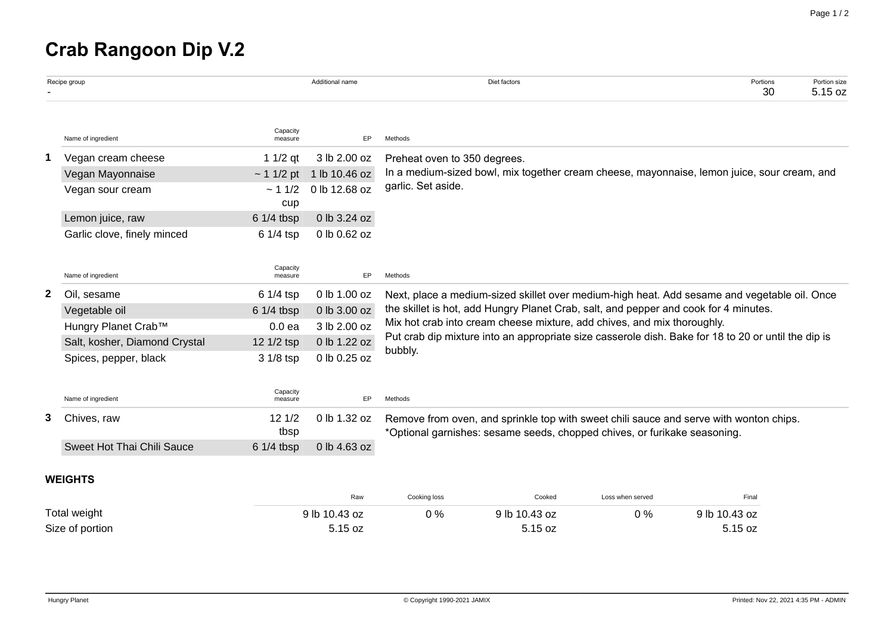# Crab Rangoon Dip V.2

| Recipe group | Additional name | Diet factors | Portions | Portion size |
|---|---|---|---|---|
| - | | | 30 | 5.15 oz |

| | Name of ingredient | Capacity measure | EP | Methods |
|---|---|---|---|---|
| **1** | Vegan cream cheese | 1 1/2 qt | 3 lb 2.00 oz | Preheat oven to 350 degrees. In a medium-sized bowl, mix together cream cheese, mayonnaise, lemon juice, sour cream, and garlic. Set aside. |
| | Vegan Mayonnaise | ~ 1 1/2 pt | 1 lb 10.46 oz | |
| | Vegan sour cream | ~ 1 1/2 cup | 0 lb 12.68 oz | |
| | Lemon juice, raw | 6 1/4 tbsp | 0 lb 3.24 oz | |
| | Garlic clove, finely minced | 6 1/4 tsp | 0 lb 0.62 oz | |

| | Name of ingredient | Capacity measure | EP | Methods |
|---|---|---|---|---|
| **2** | Oil, sesame | 6 1/4 tsp | 0 lb 1.00 oz | Next, place a medium-sized skillet over medium-high heat. Add sesame and vegetable oil. Once the skillet is hot, add Hungry Planet Crab, salt, and pepper and cook for 4 minutes. Mix hot crab into cream cheese mixture, add chives, and mix thoroughly. Put crab dip mixture into an appropriate size casserole dish. Bake for 18 to 20 or until the dip is bubbly. |
| | Vegetable oil | 6 1/4 tbsp | 0 lb 3.00 oz | |
| | Hungry Planet Crab™ | 0.0 ea | 3 lb 2.00 oz | |
| | Salt, kosher, Diamond Crystal | 12 1/2 tsp | 0 lb 1.22 oz | |
| | Spices, pepper, black | 3 1/8 tsp | 0 lb 0.25 oz | |

| | Name of ingredient | Capacity measure | EP | Methods |
|---|---|---|---|---|
| **3** | Chives, raw | 12 1/2 tbsp | 0 lb 1.32 oz | Remove from oven, and sprinkle top with sweet chili sauce and serve with wonton chips. *Optional garnishes: sesame seeds, chopped chives, or furikake seasoning. |
| | Sweet Hot Thai Chili Sauce | 6 1/4 tbsp | 0 lb 4.63 oz | |

**WEIGHTS**

| | Raw | Cooking loss | Cooked | Loss when served | Final |
|---|---|---|---|---|---|
| Total weight | 9 lb 10.43 oz | 0 % | 9 lb 10.43 oz | 0 % | 9 lb 10.43 oz |
| Size of portion | 5.15 oz | | 5.15 oz | | 5.15 oz |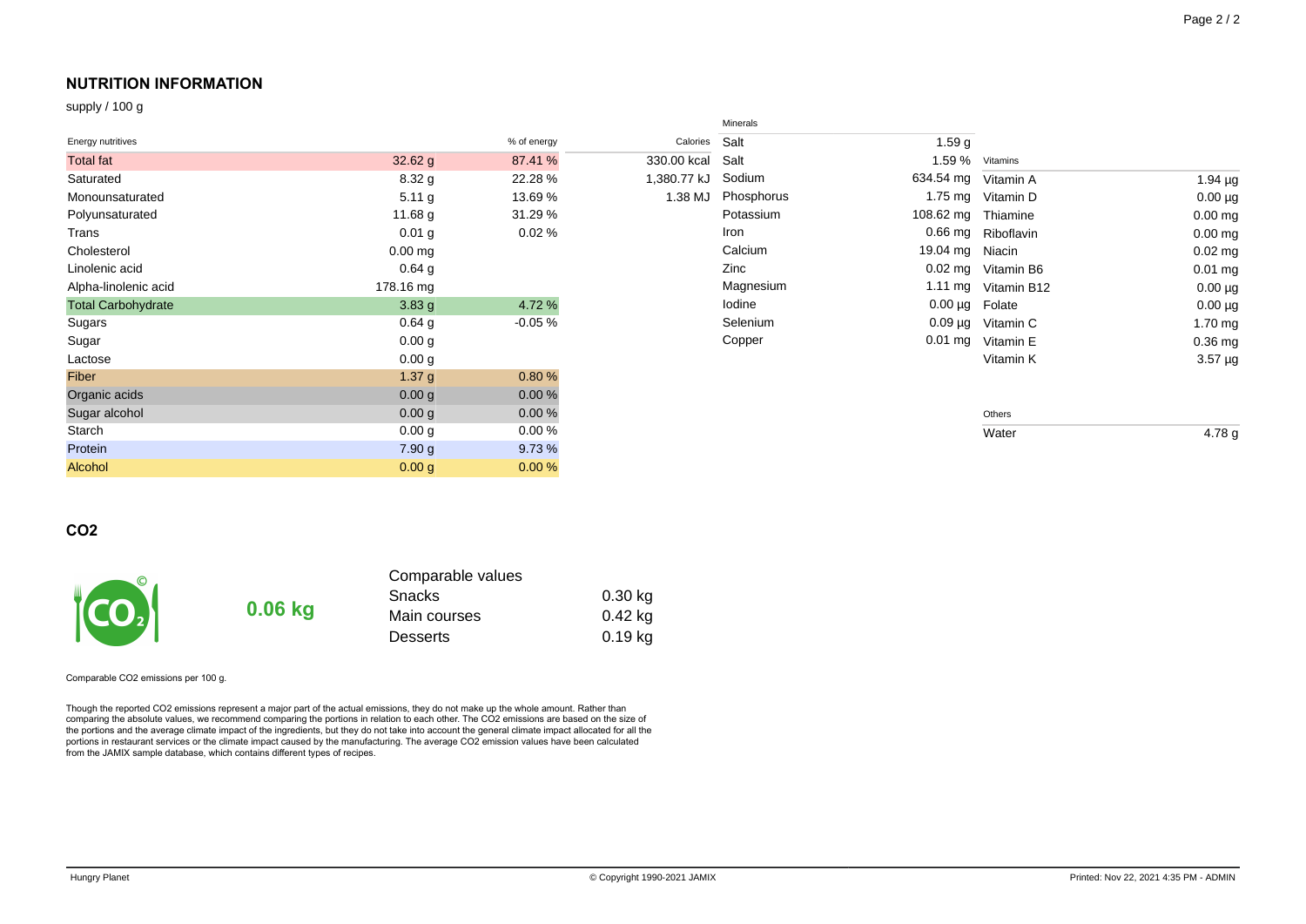## NUTRITION INFORMATION

supply / 100 g

| Energy nutritives | | % of energy | Calories |
|---|---|---|---|
| Total fat | 32.62 g | 87.41 % | 330.00 kcal |
| Saturated | 8.32 g | 22.28 % | 1,380.77 kJ |
| Monounsaturated | 5.11 g | 13.69 % | 1.38 MJ |
| Polyunsaturated | 11.68 g | 31.29 % | |
| Trans | 0.01 g | 0.02 % | |
| Cholesterol | 0.00 mg | | |
| Linolenic acid | 0.64 g | | |
| Alpha-linolenic acid | 178.16 mg | | |
| Total Carbohydrate | 3.83 g | 4.72 % | |
| Sugars | 0.64 g | -0.05 % | |
| Sugar | 0.00 g | | |
| Lactose | 0.00 g | | |
| Fiber | 1.37 g | 0.80 % | |
| Organic acids | 0.00 g | 0.00 % | |
| Sugar alcohol | 0.00 g | 0.00 % | |
| Starch | 0.00 g | 0.00 % | |
| Protein | 7.90 g | 9.73 % | |
| Alcohol | 0.00 g | 0.00 % | |

| Minerals | |
|---|---|
| Salt | 1.59 g |
| Salt | 1.59 % |
| Sodium | 634.54 mg |
| Phosphorus | 1.75 mg |
| Potassium | 108.62 mg |
| Iron | 0.66 mg |
| Calcium | 19.04 mg |
| Zinc | 0.02 mg |
| Magnesium | 1.11 mg |
| Iodine | 0.00 µg |
| Selenium | 0.09 µg |
| Copper | 0.01 mg |

| Vitamins | |
|---|---|
| Vitamin A | 1.94 µg |
| Vitamin D | 0.00 µg |
| Thiamine | 0.00 mg |
| Riboflavin | 0.00 mg |
| Niacin | 0.02 mg |
| Vitamin B6 | 0.01 mg |
| Vitamin B12 | 0.00 µg |
| Folate | 0.00 µg |
| Vitamin C | 1.70 mg |
| Vitamin E | 0.36 mg |
| Vitamin K | 3.57 µg |

| Others | |
|---|---|
| Water | 4.78 g |

## CO2

**0.06 kg**

| Comparable values | |
|---|---|
| Snacks | 0.30 kg |
| Main courses | 0.42 kg |
| Desserts | 0.19 kg |

Comparable CO2 emissions per 100 g.

Though the reported CO2 emissions represent a major part of the actual emissions, they do not make up the whole amount. Rather than comparing the absolute values, we recommend comparing the portions in relation to each other. The CO2 emissions are based on the size of the portions and the average climate impact of the ingredients, but they do not take into account the general climate impact allocated for all the portions in restaurant services or the climate impact caused by the manufacturing. The average CO2 emission values have been calculated from the JAMIX sample database, which contains different types of recipes.